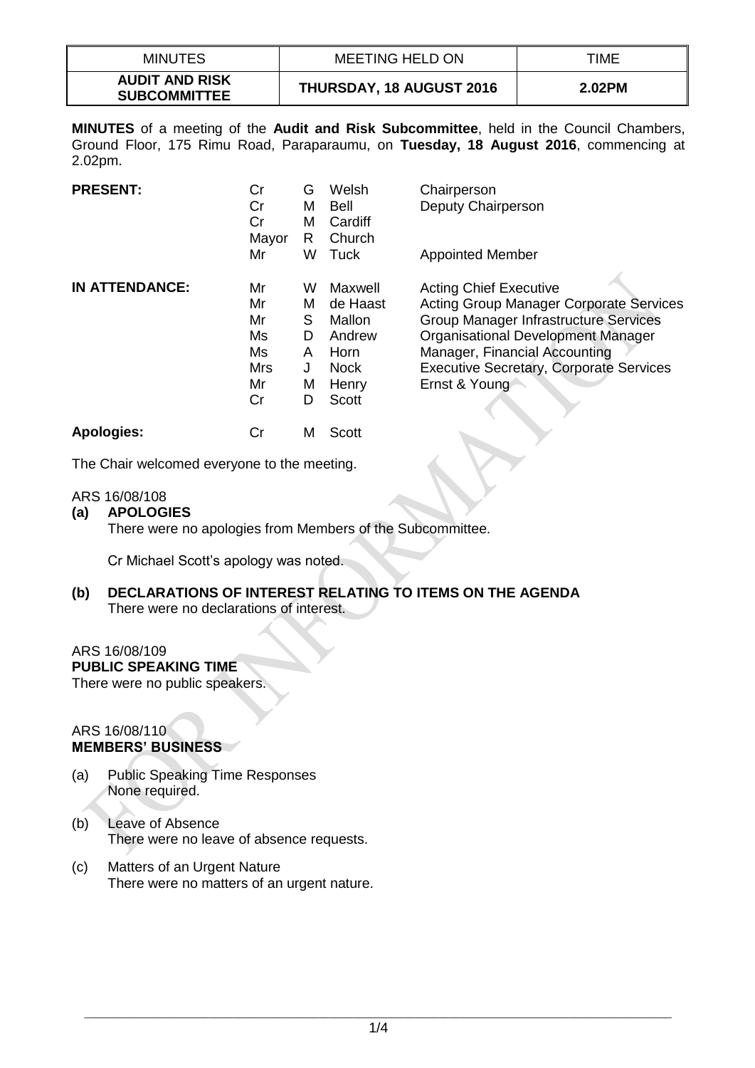| MINUTES | MEETING HELD ON | TIME |
|---|---|---|
| **AUDIT AND RISK SUBCOMMITTEE** | **THURSDAY, 18 AUGUST 2016** | **2.02PM** |

**MINUTES** of a meeting of the **Audit and Risk Subcommittee**, held in the Council Chambers, Ground Floor, 175 Rimu Road, Paraparaumu, on **Tuesday, 18 August 2016**, commencing at 2.02pm.

| | | | | |
|---|---|---|---|---|
| **PRESENT:** | Cr | G | Welsh | Chairperson |
| | Cr | M | Bell | Deputy Chairperson |
| | Cr | M | Cardiff | |
| | Mayor | R | Church | |
| | Mr | W | Tuck | Appointed Member |
| **IN ATTENDANCE:** | Mr | W | Maxwell | Acting Chief Executive |
| | Mr | M | de Haast | Acting Group Manager Corporate Services |
| | Mr | S | Mallon | Group Manager Infrastructure Services |
| | Ms | D | Andrew | Organisational Development Manager |
| | Ms | A | Horn | Manager, Financial Accounting |
| | Mrs | J | Nock | Executive Secretary, Corporate Services |
| | Mr | M | Henry | Ernst & Young |
| | Cr | D | Scott | |
| **Apologies:** | Cr | M | Scott | |

The Chair welcomed everyone to the meeting.

ARS 16/08/108

**(a) APOLOGIES**

There were no apologies from Members of the Subcommittee.

Cr Michael Scott's apology was noted.

**(b) DECLARATIONS OF INTEREST RELATING TO ITEMS ON THE AGENDA**

There were no declarations of interest.

ARS 16/08/109

**PUBLIC SPEAKING TIME**

There were no public speakers.

ARS 16/08/110

**MEMBERS' BUSINESS**

(a) Public Speaking Time Responses
None required.

(b) Leave of Absence
There were no leave of absence requests.

(c) Matters of an Urgent Nature
There were no matters of an urgent nature.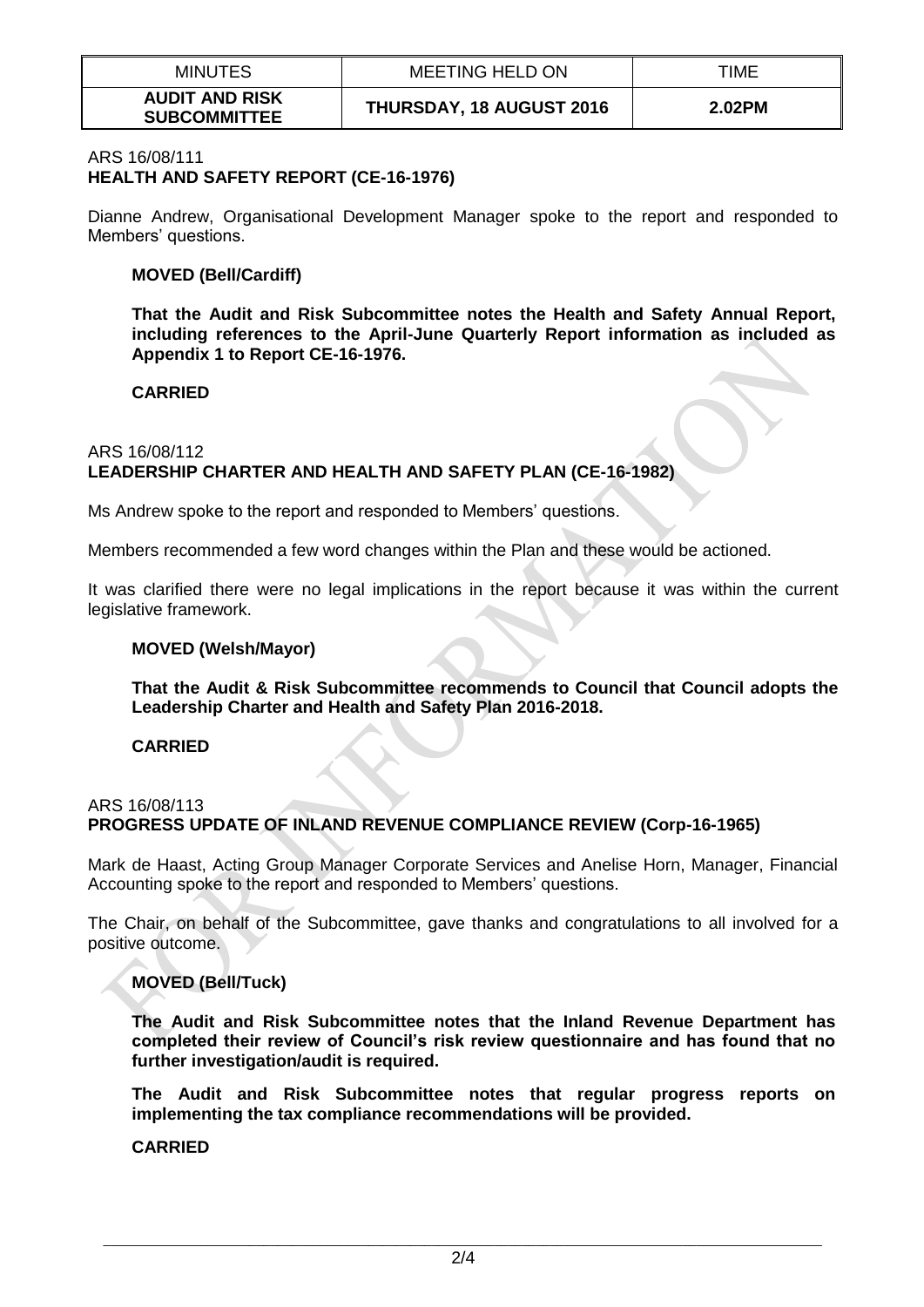| MINUTES | MEETING HELD ON | TIME |
|---|---|---|
| **AUDIT AND RISK SUBCOMMITTEE** | **THURSDAY, 18 AUGUST 2016** | **2.02PM** |

ARS 16/08/111
**HEALTH AND SAFETY REPORT (CE-16-1976)**

Dianne Andrew, Organisational Development Manager spoke to the report and responded to Members' questions.

**MOVED (Bell/Cardiff)**

**That the Audit and Risk Subcommittee notes the Health and Safety Annual Report, including references to the April-June Quarterly Report information as included as Appendix 1 to Report CE-16-1976.**

**CARRIED**

ARS 16/08/112
**LEADERSHIP CHARTER AND HEALTH AND SAFETY PLAN (CE-16-1982)**

Ms Andrew spoke to the report and responded to Members' questions.

Members recommended a few word changes within the Plan and these would be actioned.

It was clarified there were no legal implications in the report because it was within the current legislative framework.

**MOVED (Welsh/Mayor)**

**That the Audit & Risk Subcommittee recommends to Council that Council adopts the Leadership Charter and Health and Safety Plan 2016-2018.**

**CARRIED**

ARS 16/08/113
**PROGRESS UPDATE OF INLAND REVENUE COMPLIANCE REVIEW (Corp-16-1965)**

Mark de Haast, Acting Group Manager Corporate Services and Anelise Horn, Manager, Financial Accounting spoke to the report and responded to Members' questions.

The Chair, on behalf of the Subcommittee, gave thanks and congratulations to all involved for a positive outcome.

**MOVED (Bell/Tuck)**

**The Audit and Risk Subcommittee notes that the Inland Revenue Department has completed their review of Council's risk review questionnaire and has found that no further investigation/audit is required.**

**The Audit and Risk Subcommittee notes that regular progress reports on implementing the tax compliance recommendations will be provided.**

**CARRIED**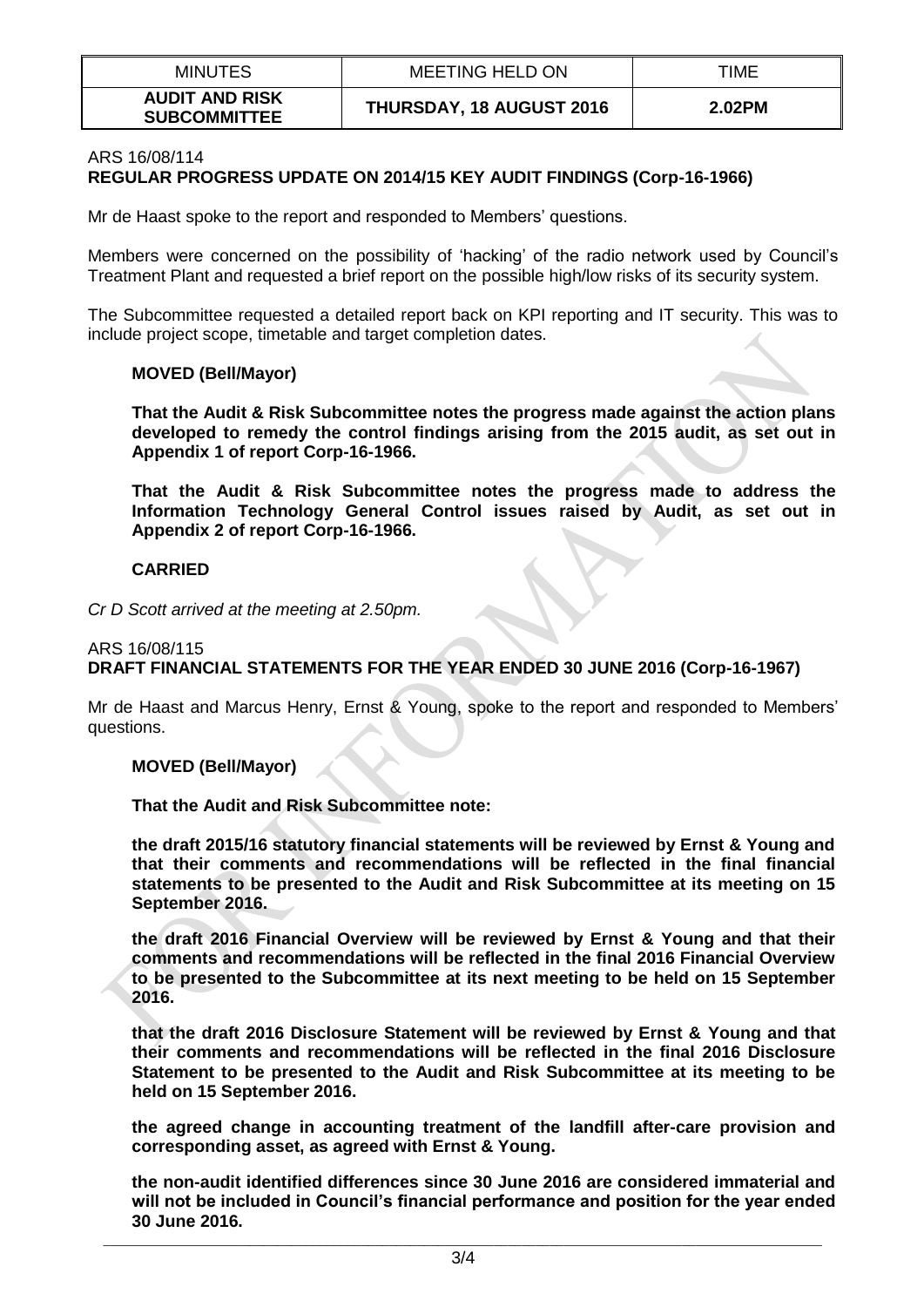ARS 16/08/114
**REGULAR PROGRESS UPDATE ON 2014/15 KEY AUDIT FINDINGS (Corp-16-1966)**

Mr de Haast spoke to the report and responded to Members' questions.

Members were concerned on the possibility of 'hacking' of the radio network used by Council's Treatment Plant and requested a brief report on the possible high/low risks of its security system.

The Subcommittee requested a detailed report back on KPI reporting and IT security. This was to include project scope, timetable and target completion dates.

**MOVED (Bell/Mayor)**

**That the Audit & Risk Subcommittee notes the progress made against the action plans developed to remedy the control findings arising from the 2015 audit, as set out in Appendix 1 of report Corp-16-1966.**

**That the Audit & Risk Subcommittee notes the progress made to address the Information Technology General Control issues raised by Audit, as set out in Appendix 2 of report Corp-16-1966.**

**CARRIED**

*Cr D Scott arrived at the meeting at 2.50pm.*

ARS 16/08/115
**DRAFT FINANCIAL STATEMENTS FOR THE YEAR ENDED 30 JUNE 2016 (Corp-16-1967)**

Mr de Haast and Marcus Henry, Ernst & Young, spoke to the report and responded to Members' questions.

**MOVED (Bell/Mayor)**

**That the Audit and Risk Subcommittee note:**

**the draft 2015/16 statutory financial statements will be reviewed by Ernst & Young and that their comments and recommendations will be reflected in the final financial statements to be presented to the Audit and Risk Subcommittee at its meeting on 15 September 2016.**

**the draft 2016 Financial Overview will be reviewed by Ernst & Young and that their comments and recommendations will be reflected in the final 2016 Financial Overview to be presented to the Subcommittee at its next meeting to be held on 15 September 2016.**

**that the draft 2016 Disclosure Statement will be reviewed by Ernst & Young and that their comments and recommendations will be reflected in the final 2016 Disclosure Statement to be presented to the Audit and Risk Subcommittee at its meeting to be held on 15 September 2016.**

**the agreed change in accounting treatment of the landfill after-care provision and corresponding asset, as agreed with Ernst & Young.**

**the non-audit identified differences since 30 June 2016 are considered immaterial and will not be included in Council's financial performance and position for the year ended 30 June 2016.**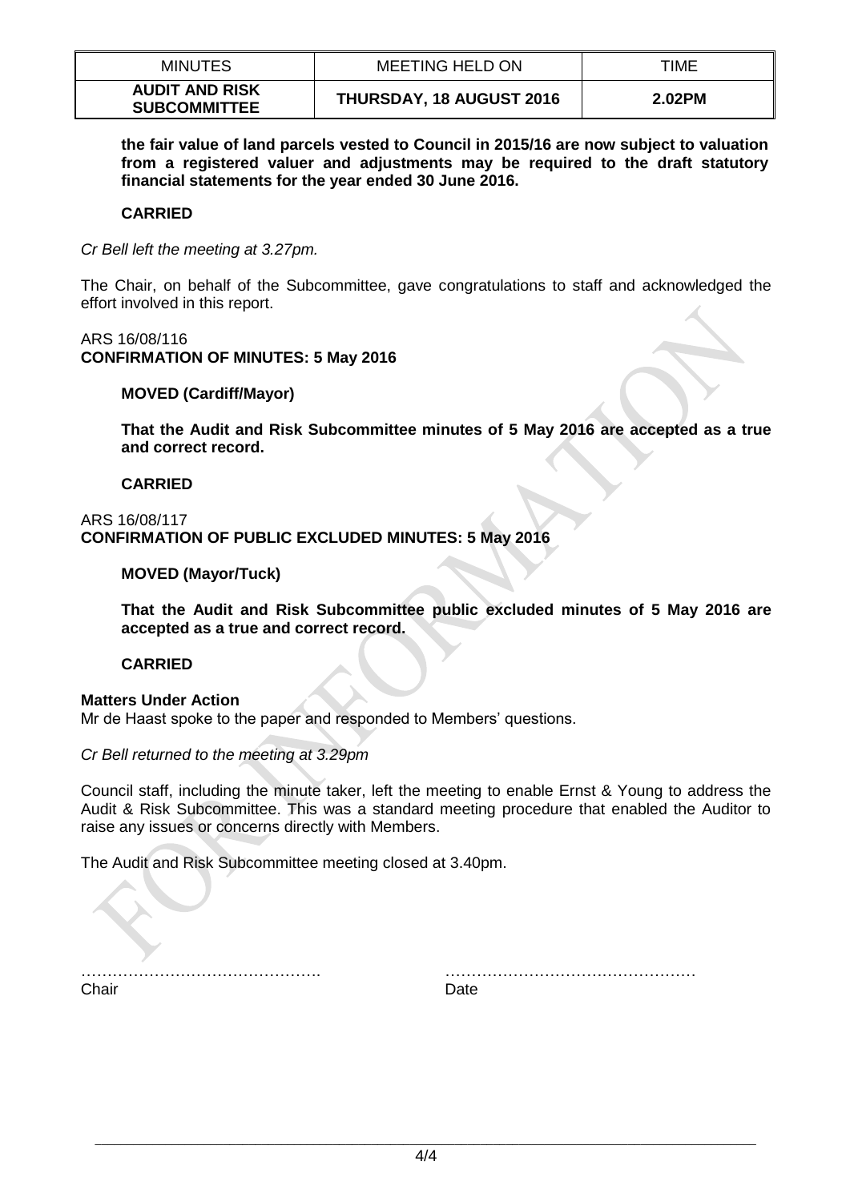**the fair value of land parcels vested to Council in 2015/16 are now subject to valuation from a registered valuer and adjustments may be required to the draft statutory financial statements for the year ended 30 June 2016.**

**CARRIED**

*Cr Bell left the meeting at 3.27pm.*

The Chair, on behalf of the Subcommittee, gave congratulations to staff and acknowledged the effort involved in this report.

ARS 16/08/116
**CONFIRMATION OF MINUTES: 5 May 2016**

**MOVED (Cardiff/Mayor)**

**That the Audit and Risk Subcommittee minutes of 5 May 2016 are accepted as a true and correct record.**

**CARRIED**

ARS 16/08/117
**CONFIRMATION OF PUBLIC EXCLUDED MINUTES: 5 May 2016**

**MOVED (Mayor/Tuck)**

**That the Audit and Risk Subcommittee public excluded minutes of 5 May 2016 are accepted as a true and correct record.**

**CARRIED**

**Matters Under Action**
Mr de Haast spoke to the paper and responded to Members' questions.

*Cr Bell returned to the meeting at 3.29pm*

Council staff, including the minute taker, left the meeting to enable Ernst & Young to address the Audit & Risk Subcommittee. This was a standard meeting procedure that enabled the Auditor to raise any issues or concerns directly with Members.

The Audit and Risk Subcommittee meeting closed at 3.40pm.

………………………………………. ………………………………………… 
Chair Date